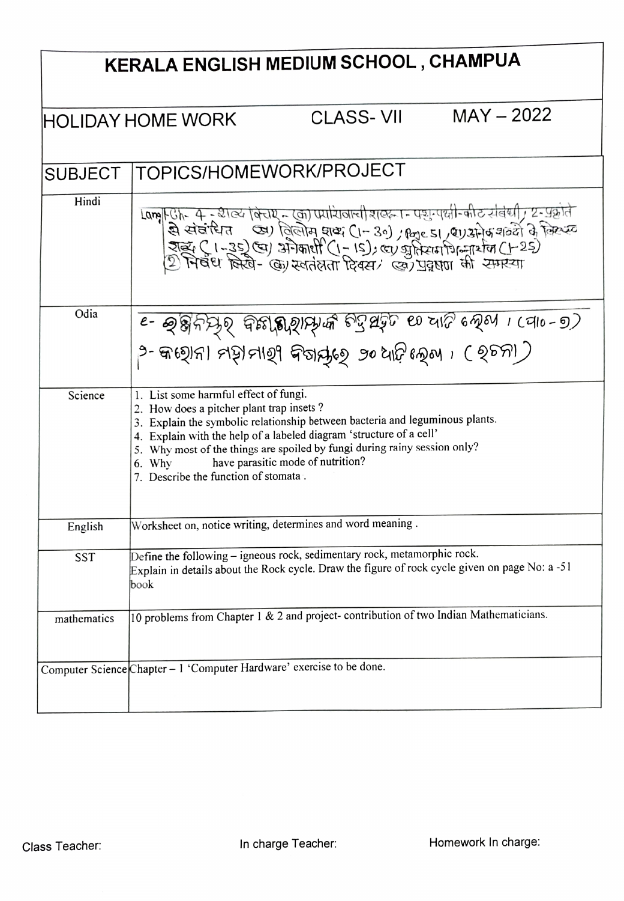# KERALA ENGLISH MEDIUM SCHOOL , CHAMPUA

| HOLIDAY HOME WORK | CLASS- VII | MAY – 2022 |
|---|---|---|

| SUBJECT | TOPICS/HOMEWORK/PROJECT |
|---|---|
| Hindi | Lang - Ch- 4 - शब्द विचार - (क) पर्यायवाची शब्द - 1- पशु-पक्षी-कीट संबंधी, 2- प्रकृति से संबंधित (ख) विलोम शब्द (1-30) ; Page 51, (ग) अनेक शब्दों के लिए शब्द (1-35) (घ) अनेकार्थी (1-15); (ङ) श्रुतिसमभिन्नार्थक (1-25)<br>② निबंध लिखें - (क) स्वतंत्रता दिवस; (ख) प्रदूषण की समस्या |
| Odia | ୧- ଓଡ଼ିଆ ଭାଷା ବିଷୟରେ ପ୍ରଶ୍ନ ୧୦ ଥର ଲେଖ । (ପାଠ-୭)<br>୨- କରୋନା ମହାମାରୀ ବିଷୟରେ ୨୦ ଧାଡ଼ି ଲେଖ । (ରଚନା) |
| Science | 1. List some harmful effect of fungi.<br>2. How does a pitcher plant trap insets ?<br>3. Explain the symbolic relationship between bacteria and leguminous plants.<br>4. Explain with the help of a labeled diagram 'structure of a cell'<br>5. Why most of the things are spoiled by fungi during rainy session only?<br>6. Why have parasitic mode of nutrition?<br>7. Describe the function of stomata . |
| English | Worksheet on, notice writing, determines and word meaning . |
| SST | Define the following – igneous rock, sedimentary rock, metamorphic rock.<br>Explain in details about the Rock cycle. Draw the figure of rock cycle given on page No: a -51 book |
| mathematics | 10 problems from Chapter 1 & 2 and project- contribution of two Indian Mathematicians. |
| Computer Science | Chapter – 1 'Computer Hardware' exercise to be done. |

Class Teacher: In charge Teacher: Homework In charge: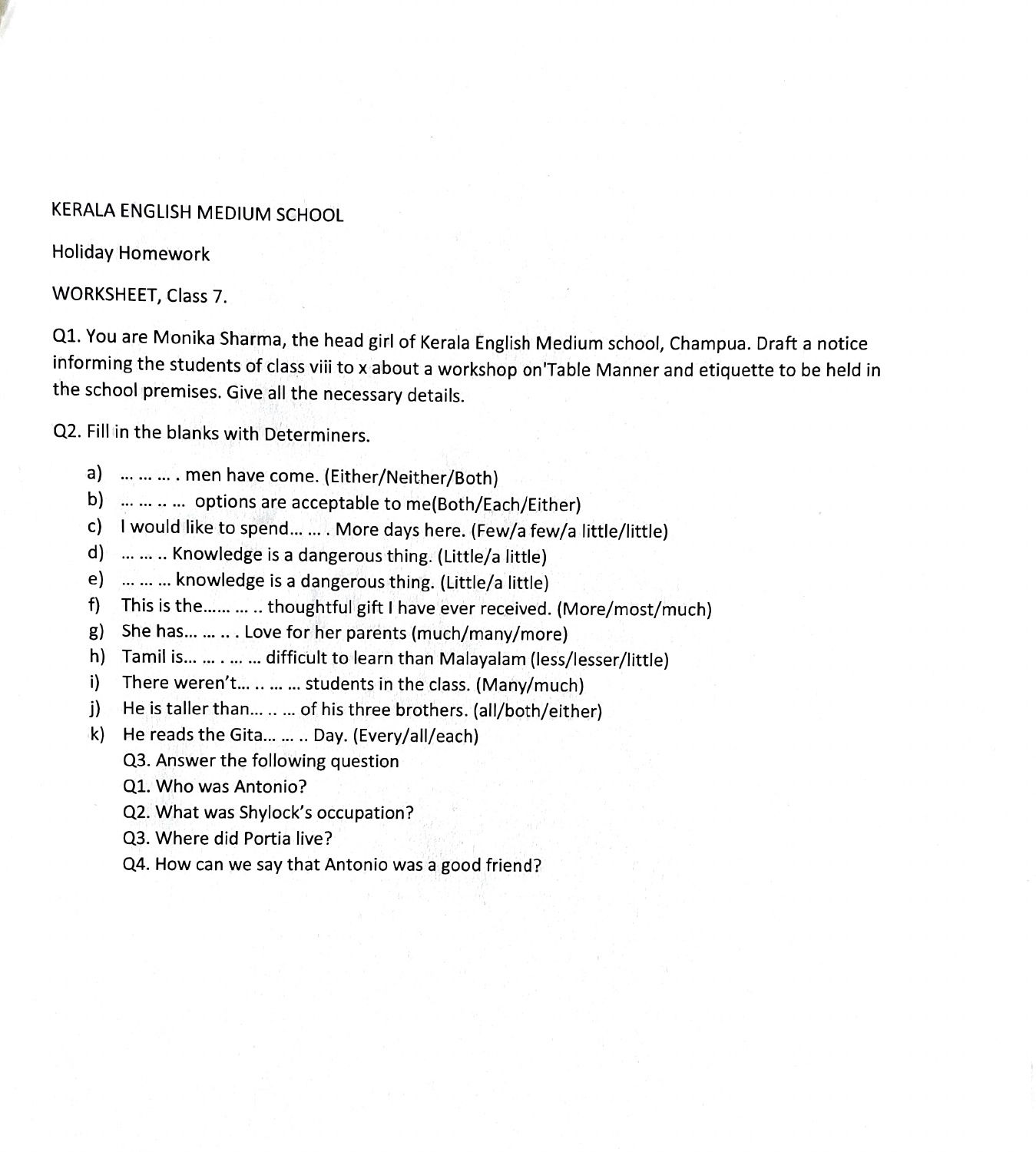KERALA ENGLISH MEDIUM SCHOOL

Holiday Homework

WORKSHEET, Class 7.

Q1. You are Monika Sharma, the head girl of Kerala English Medium school, Champua. Draft a notice informing the students of class viii to x about a workshop on'Table Manner and etiquette to be held in the school premises. Give all the necessary details.

Q2. Fill in the blanks with Determiners.

a) … … … . men have come. (Either/Neither/Both)
b) … … .. … options are acceptable to me(Both/Each/Either)
c) I would like to spend… … . More days here. (Few/a few/a little/little)
d) … … .. Knowledge is a dangerous thing. (Little/a little)
e) … … … knowledge is a dangerous thing. (Little/a little)
f) This is the…… … .. thoughtful gift I have ever received. (More/most/much)
g) She has… … .. . Love for her parents (much/many/more)
h) Tamil is… … . … … difficult to learn than Malayalam (less/lesser/little)
i) There weren't… .. … … students in the class. (Many/much)
j) He is taller than… .. … of his three brothers. (all/both/either)
k) He reads the Gita… … .. Day. (Every/all/each)

Q3. Answer the following question

Q1. Who was Antonio?

Q2. What was Shylock's occupation?

Q3. Where did Portia live?

Q4. How can we say that Antonio was a good friend?